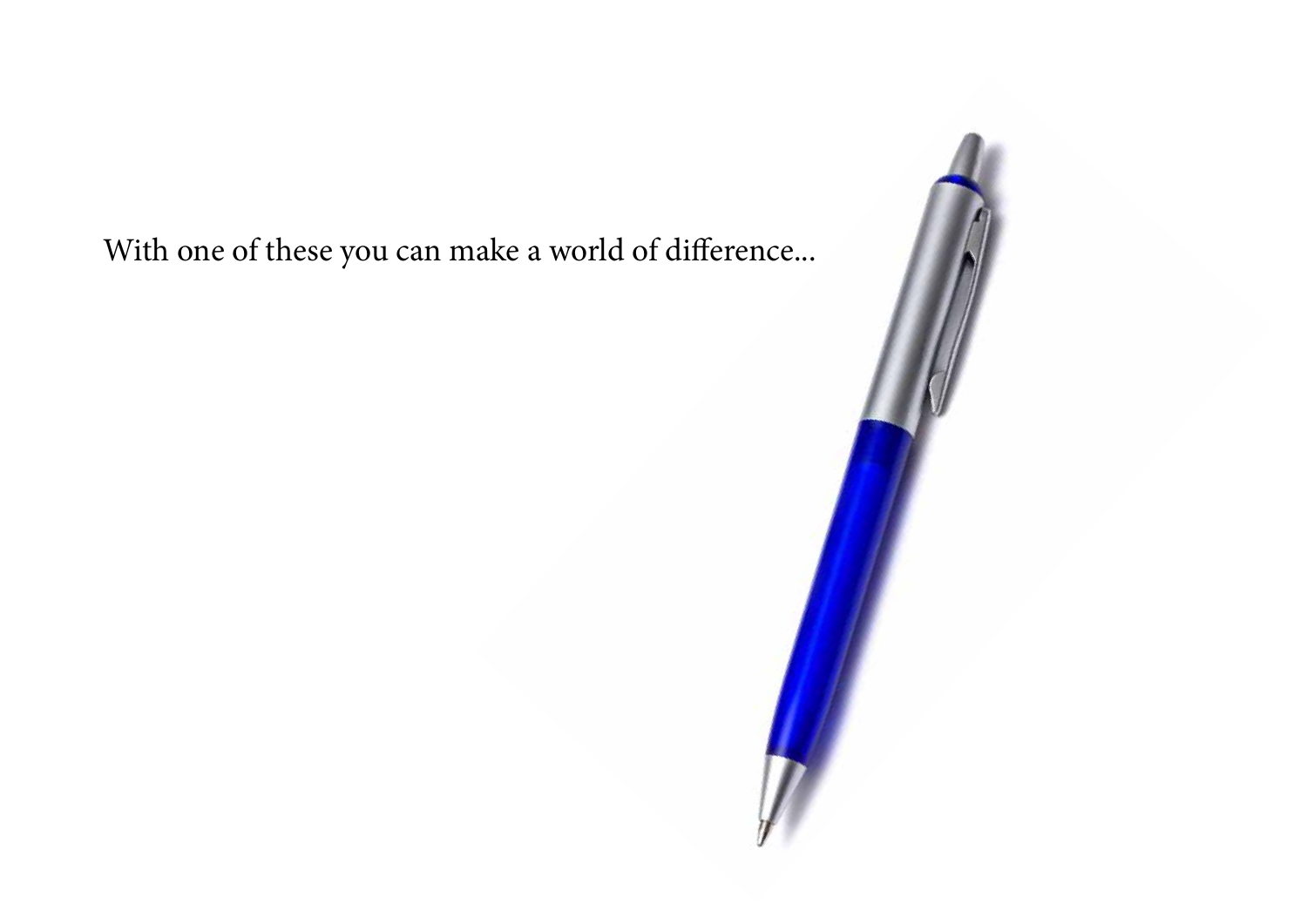With one of these you can make a world of difference...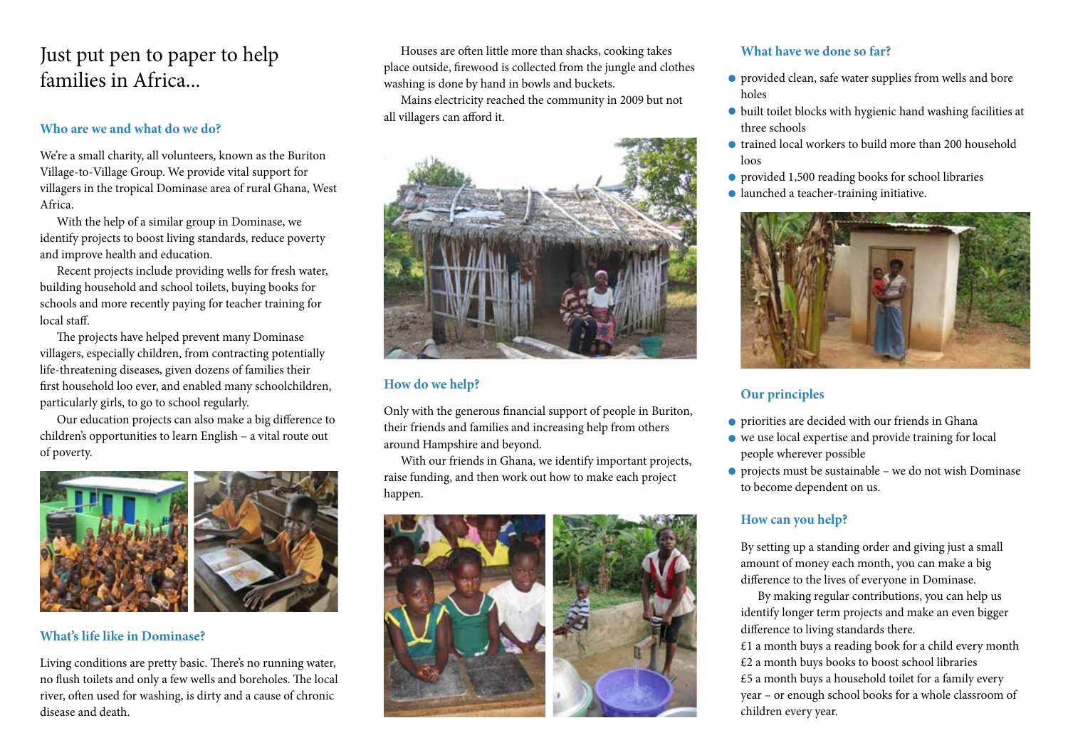# Just put pen to paper to help families in Africa...

## Who are we and what do we do?

We're a small charity, all volunteers, known as the Buriton Village-to-Village Group. We provide vital support for villagers in the tropical Dominase area of rural Ghana, West Africa.

With the help of a similar group in Dominase, we identify projects to boost living standards, reduce poverty and improve health and education.

Recent projects include providing wells for fresh water, building household and school toilets, buying books for schools and more recently paying for teacher training for local staff.

The projects have helped prevent many Dominase villagers, especially children, from contracting potentially life-threatening diseases, given dozens of families their first household loo ever, and enabled many schoolchildren, particularly girls, to go to school regularly.

Our education projects can also make a big difference to children's opportunities to learn English – a vital route out of poverty.

## What's life like in Dominase?

Living conditions are pretty basic. There's no running water, no flush toilets and only a few wells and boreholes. The local river, often used for washing, is dirty and a cause of chronic disease and death.

Houses are often little more than shacks, cooking takes place outside, firewood is collected from the jungle and clothes washing is done by hand in bowls and buckets.

Mains electricity reached the community in 2009 but not all villagers can afford it.

## How do we help?

Only with the generous financial support of people in Buriton, their friends and families and increasing help from others around Hampshire and beyond.

With our friends in Ghana, we identify important projects, raise funding, and then work out how to make each project happen.

## What have we done so far?

- provided clean, safe water supplies from wells and bore holes
- built toilet blocks with hygienic hand washing facilities at three schools
- trained local workers to build more than 200 household loos
- provided 1,500 reading books for school libraries
- launched a teacher-training initiative.

## Our principles

- priorities are decided with our friends in Ghana
- we use local expertise and provide training for local people wherever possible
- projects must be sustainable – we do not wish Dominase to become dependent on us.

## How can you help?

By setting up a standing order and giving just a small amount of money each month, you can make a big difference to the lives of everyone in Dominase.

By making regular contributions, you can help us identify longer term projects and make an even bigger difference to living standards there.

£1 a month buys a reading book for a child every month
£2 a month buys books to boost school libraries
£5 a month buys a household toilet for a family every year – or enough school books for a whole classroom of children every year.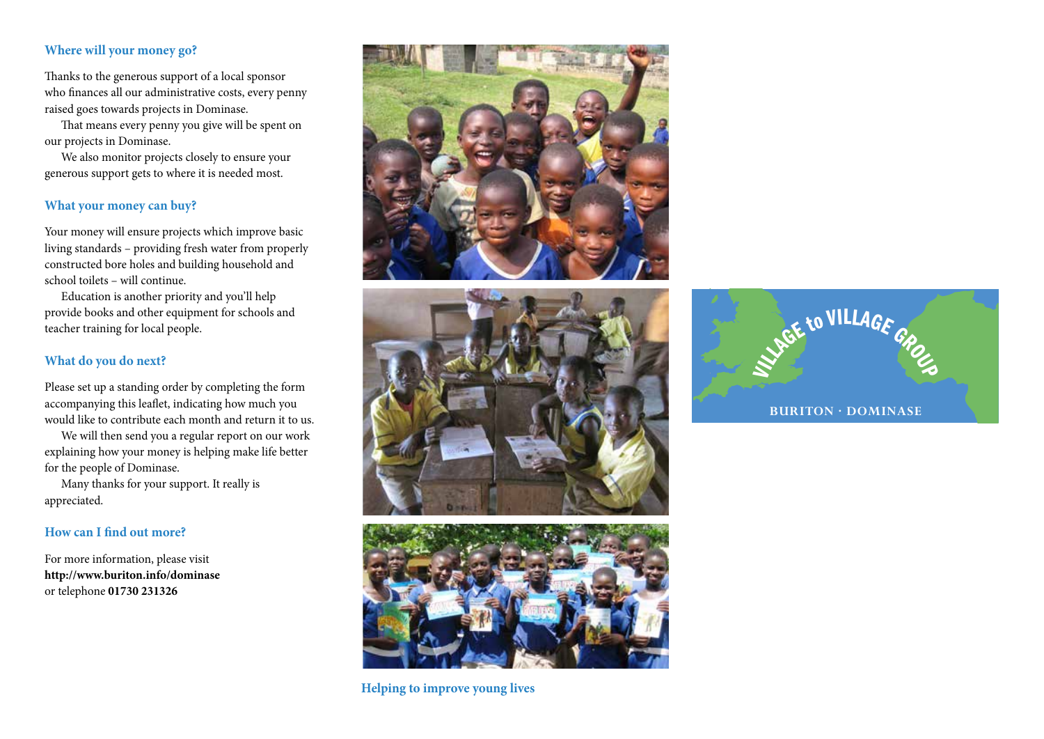## Where will your money go?

Thanks to the generous support of a local sponsor who finances all our administrative costs, every penny raised goes towards projects in Dominase.

That means every penny you give will be spent on our projects in Dominase.

We also monitor projects closely to ensure your generous support gets to where it is needed most.

## What your money can buy?

Your money will ensure projects which improve basic living standards – providing fresh water from properly constructed bore holes and building household and school toilets – will continue.

Education is another priority and you'll help provide books and other equipment for schools and teacher training for local people.

## What do you do next?

Please set up a standing order by completing the form accompanying this leaflet, indicating how much you would like to contribute each month and return it to us.

We will then send you a regular report on our work explaining how your money is helping make life better for the people of Dominase.

Many thanks for your support. It really is appreciated.

## How can I find out more?

For more information, please visit **http://www.buriton.info/dominase** or telephone **01730 231326**

**Helping to improve young lives**

VILLAGE to VILLAGE GROUP

BURITON · DOMINASE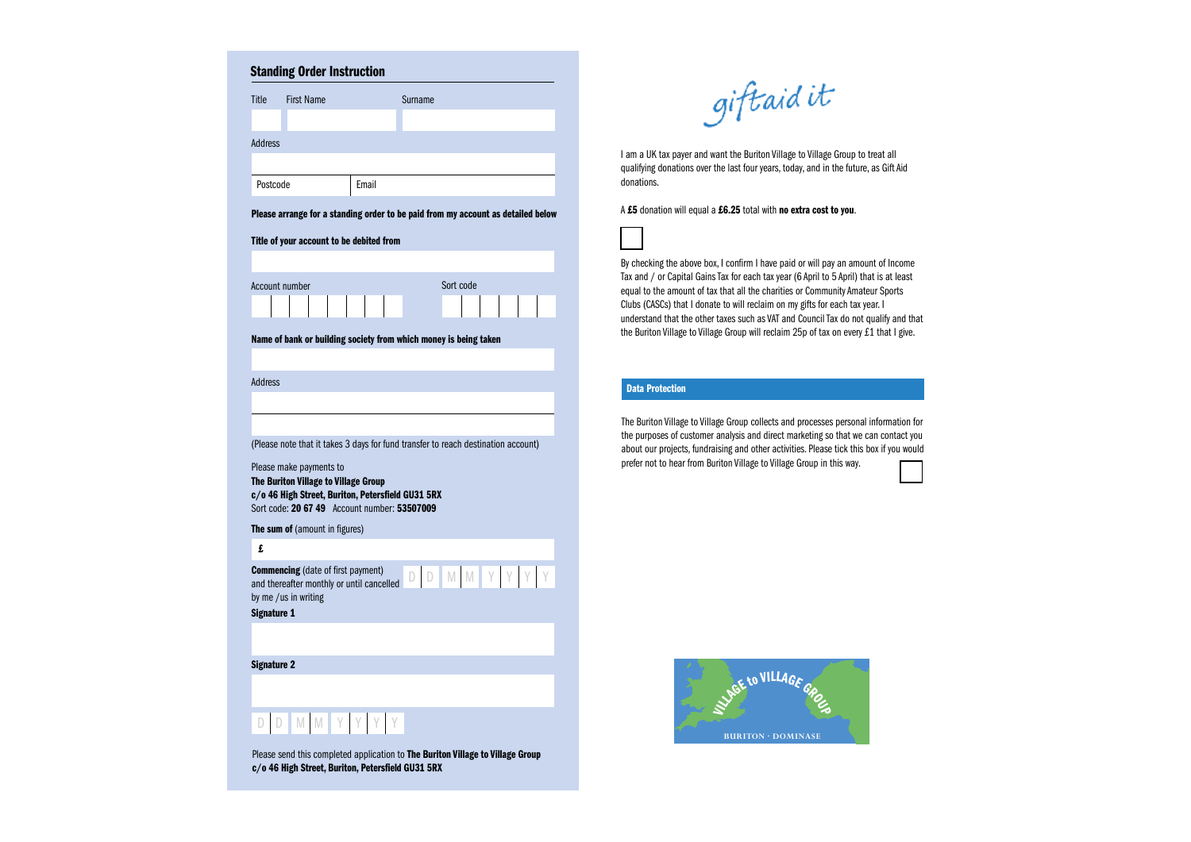## Standing Order Instruction

Title | First Name | Surname

Address

Postcode | Email

**Please arrange for a standing order to be paid from my account as detailed below**

**Title of your account to be debited from**

Account number

Sort code

**Name of bank or building society from which money is being taken**

Address

(Please note that it takes 3 days for fund transfer to reach destination account)

Please make payments to
**The Buriton Village to Village Group**
**c/o 46 High Street, Buriton, Petersfield GU31 5RX**
Sort code: **20 67 49** Account number: **53507009**

**The sum of** (amount in figures)

**£**

**Commencing** (date of first payment) and thereafter monthly or until cancelled by me /us in writing

D D M M Y Y Y Y

**Signature 1**

**Signature 2**

D D M M Y Y Y Y

Please send this completed application to **The Buriton Village to Village Group c/o 46 High Street, Buriton, Petersfield GU31 5RX**

*giftaid it*

I am a UK tax payer and want the Buriton Village to Village Group to treat all qualifying donations over the last four years, today, and in the future, as Gift Aid donations.

A **£5** donation will equal a **£6.25** total with **no extra cost to you**.

☐

By checking the above box, I confirm I have paid or will pay an amount of Income Tax and / or Capital Gains Tax for each tax year (6 April to 5 April) that is at least equal to the amount of tax that all the charities or Community Amateur Sports Clubs (CASCs) that I donate to will reclaim on my gifts for each tax year. I understand that the other taxes such as VAT and Council Tax do not qualify and that the Buriton Village to Village Group will reclaim 25p of tax on every £1 that I give.

### Data Protection

The Buriton Village to Village Group collects and processes personal information for the purposes of customer analysis and direct marketing so that we can contact you about our projects, fundraising and other activities. Please tick this box if you would prefer not to hear from Buriton Village to Village Group in this way. ☐

VILLAGE to VILLAGE GROUP
BURITON · DOMINASE